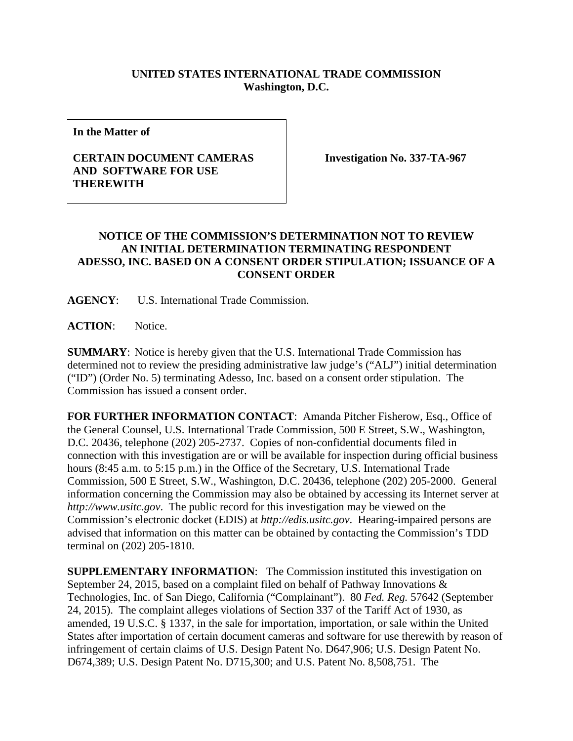**UNITED STATES INTERNATIONAL TRADE COMMISSION**
**Washington, D.C.**

**In the Matter of**

**CERTAIN DOCUMENT CAMERAS AND SOFTWARE FOR USE THEREWITH**

**Investigation No. 337-TA-967**

**NOTICE OF THE COMMISSION'S DETERMINATION NOT TO REVIEW AN INITIAL DETERMINATION TERMINATING RESPONDENT ADESSO, INC. BASED ON A CONSENT ORDER STIPULATION; ISSUANCE OF A CONSENT ORDER**

**AGENCY**: U.S. International Trade Commission.

**ACTION**: Notice.

**SUMMARY**: Notice is hereby given that the U.S. International Trade Commission has determined not to review the presiding administrative law judge's ("ALJ") initial determination ("ID") (Order No. 5) terminating Adesso, Inc. based on a consent order stipulation. The Commission has issued a consent order.

**FOR FURTHER INFORMATION CONTACT**: Amanda Pitcher Fisherow, Esq., Office of the General Counsel, U.S. International Trade Commission, 500 E Street, S.W., Washington, D.C. 20436, telephone (202) 205-2737. Copies of non-confidential documents filed in connection with this investigation are or will be available for inspection during official business hours (8:45 a.m. to 5:15 p.m.) in the Office of the Secretary, U.S. International Trade Commission, 500 E Street, S.W., Washington, D.C. 20436, telephone (202) 205-2000. General information concerning the Commission may also be obtained by accessing its Internet server at *http://www.usitc.gov*. The public record for this investigation may be viewed on the Commission's electronic docket (EDIS) at *http://edis.usitc.gov*. Hearing-impaired persons are advised that information on this matter can be obtained by contacting the Commission's TDD terminal on (202) 205-1810.

**SUPPLEMENTARY INFORMATION**: The Commission instituted this investigation on September 24, 2015, based on a complaint filed on behalf of Pathway Innovations & Technologies, Inc. of San Diego, California ("Complainant"). 80 *Fed. Reg.* 57642 (September 24, 2015). The complaint alleges violations of Section 337 of the Tariff Act of 1930, as amended, 19 U.S.C. § 1337, in the sale for importation, importation, or sale within the United States after importation of certain document cameras and software for use therewith by reason of infringement of certain claims of U.S. Design Patent No. D647,906; U.S. Design Patent No. D674,389; U.S. Design Patent No. D715,300; and U.S. Patent No. 8,508,751. The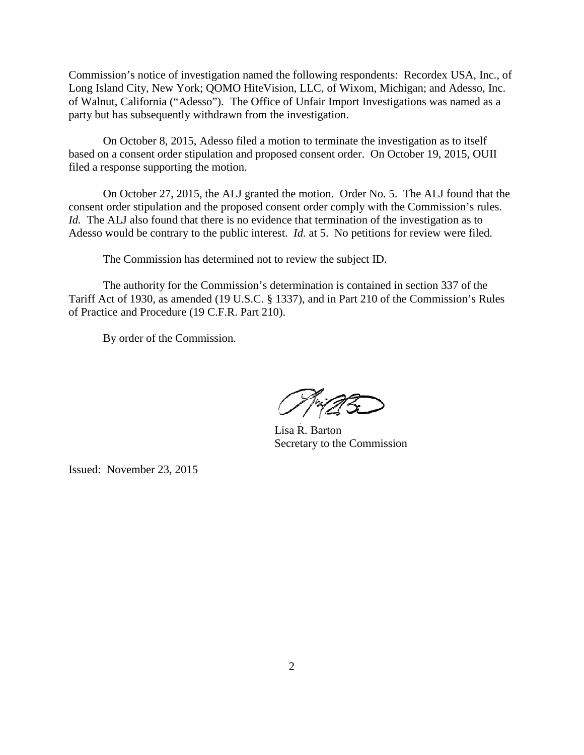Commission's notice of investigation named the following respondents: Recordex USA, Inc., of Long Island City, New York; QOMO HiteVision, LLC, of Wixom, Michigan; and Adesso, Inc. of Walnut, California ("Adesso"). The Office of Unfair Import Investigations was named as a party but has subsequently withdrawn from the investigation.

On October 8, 2015, Adesso filed a motion to terminate the investigation as to itself based on a consent order stipulation and proposed consent order. On October 19, 2015, OUII filed a response supporting the motion.

On October 27, 2015, the ALJ granted the motion. Order No. 5. The ALJ found that the consent order stipulation and the proposed consent order comply with the Commission's rules. *Id.* The ALJ also found that there is no evidence that termination of the investigation as to Adesso would be contrary to the public interest. *Id.* at 5. No petitions for review were filed.

The Commission has determined not to review the subject ID.

The authority for the Commission's determination is contained in section 337 of the Tariff Act of 1930, as amended (19 U.S.C. § 1337), and in Part 210 of the Commission's Rules of Practice and Procedure (19 C.F.R. Part 210).

By order of the Commission.

Lisa R. Barton
Secretary to the Commission

Issued: November 23, 2015